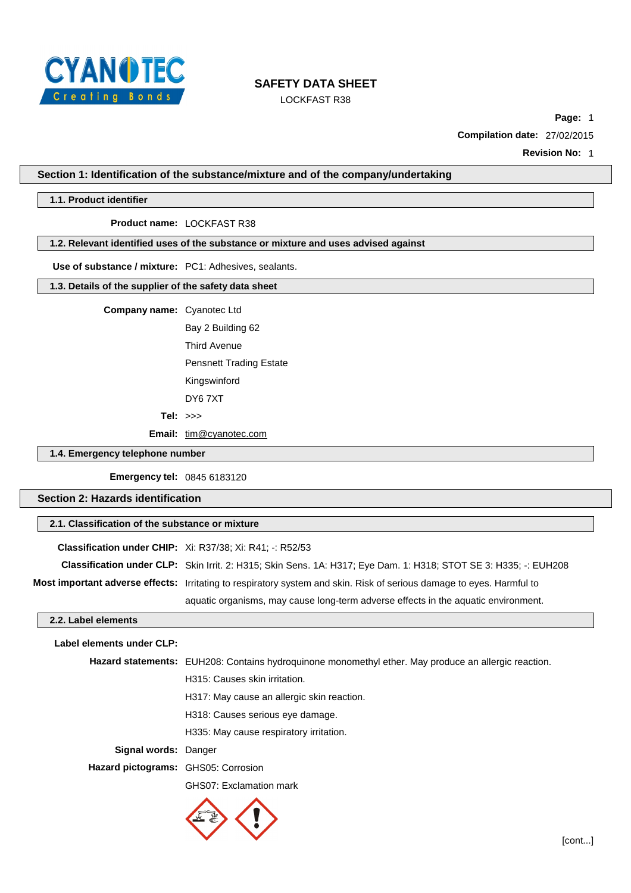# SAFETY DATA SHEET

LOCKFAST R38

**Compilation date:** 27/02/2015

**Revision No:** 1

## Section 1: Identification of the substance/mixture and of the company/undertaking

### 1.1. Product identifier

**Product name:** LOCKFAST R38

### 1.2. Relevant identified uses of the substance or mixture and uses advised against

**Use of substance / mixture:** PC1: Adhesives, sealants.

### 1.3. Details of the supplier of the safety data sheet

**Company name:** Cyanotec Ltd

Bay 2 Building 62

Third Avenue

Pensnett Trading Estate

Kingswinford

DY6 7XT

**Tel:** >>>

**Email:** tim@cyanotec.com

### 1.4. Emergency telephone number

**Emergency tel:** 0845 6183120

## Section 2: Hazards identification

### 2.1. Classification of the substance or mixture

**Classification under CHIP:** Xi: R37/38; Xi: R41; -: R52/53

**Classification under CLP:** Skin Irrit. 2: H315; Skin Sens. 1A: H317; Eye Dam. 1: H318; STOT SE 3: H335; -: EUH208

**Most important adverse effects:** Irritating to respiratory system and skin. Risk of serious damage to eyes. Harmful to aquatic organisms, may cause long-term adverse effects in the aquatic environment.

### 2.2. Label elements

**Label elements under CLP:**

**Hazard statements:** EUH208: Contains hydroquinone monomethyl ether. May produce an allergic reaction.

H315: Causes skin irritation.

H317: May cause an allergic skin reaction.

H318: Causes serious eye damage.

H335: May cause respiratory irritation.

**Signal words:** Danger

**Hazard pictograms:** GHS05: Corrosion

GHS07: Exclamation mark

[cont...]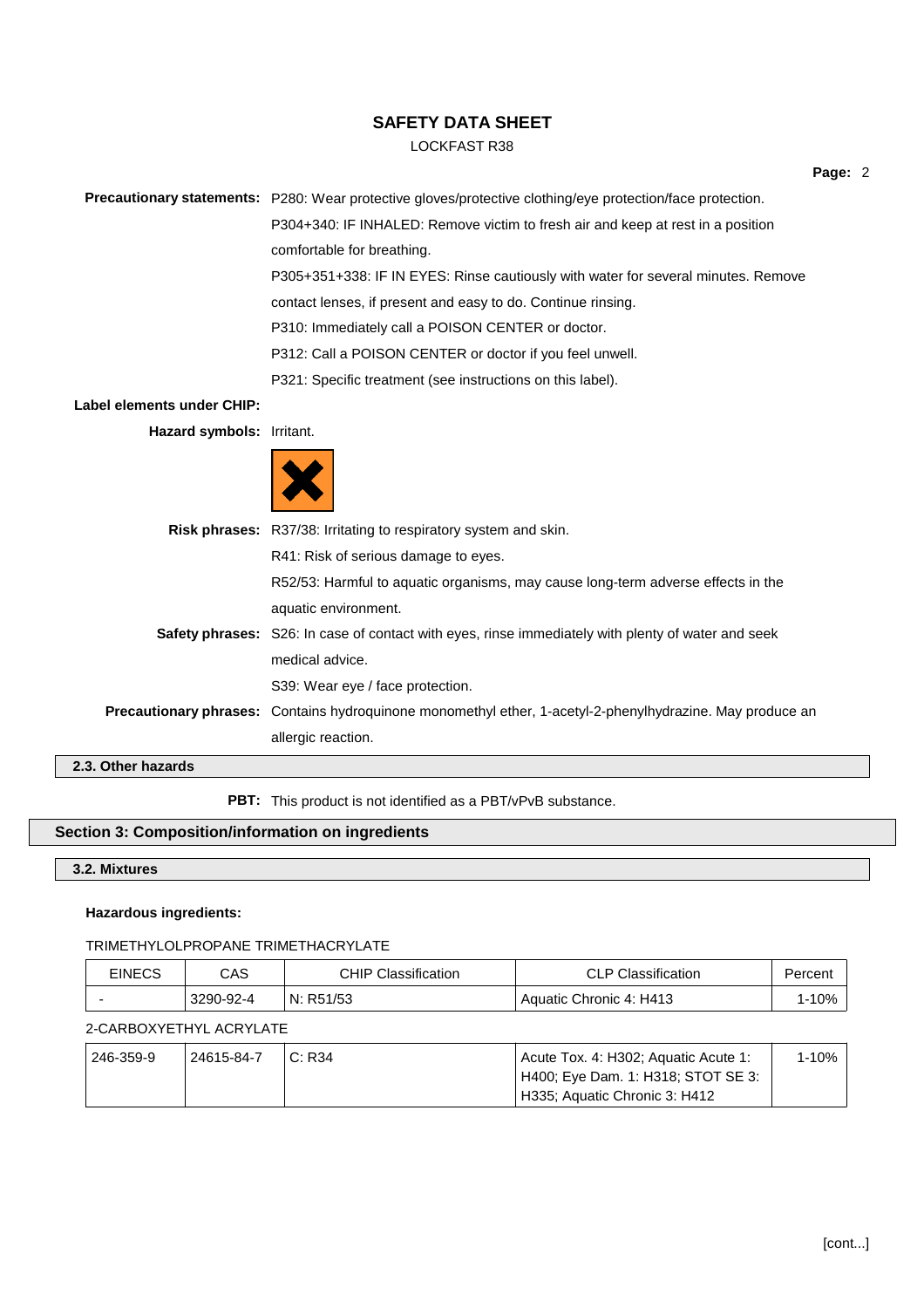**Precautionary statements:** P280: Wear protective gloves/protective clothing/eye protection/face protection.

P304+340: IF INHALED: Remove victim to fresh air and keep at rest in a position comfortable for breathing.

P305+351+338: IF IN EYES: Rinse cautiously with water for several minutes. Remove contact lenses, if present and easy to do. Continue rinsing.

P310: Immediately call a POISON CENTER or doctor.

P312: Call a POISON CENTER or doctor if you feel unwell.

P321: Specific treatment (see instructions on this label).

**Label elements under CHIP:**

**Hazard symbols:** Irritant.

**Risk phrases:** R37/38: Irritating to respiratory system and skin.

R41: Risk of serious damage to eyes.

R52/53: Harmful to aquatic organisms, may cause long-term adverse effects in the aquatic environment.

**Safety phrases:** S26: In case of contact with eyes, rinse immediately with plenty of water and seek medical advice.

S39: Wear eye / face protection.

**Precautionary phrases:** Contains hydroquinone monomethyl ether, 1-acetyl-2-phenylhydrazine. May produce an allergic reaction.

### 2.3. Other hazards

**PBT:** This product is not identified as a PBT/vPvB substance.

## Section 3: Composition/information on ingredients

### 3.2. Mixtures

**Hazardous ingredients:**

TRIMETHYLOLPROPANE TRIMETHACRYLATE

| EINECS | CAS | CHIP Classification | CLP Classification | Percent |
|---|---|---|---|---|
| - | 3290-92-4 | N: R51/53 | Aquatic Chronic 4: H413 | 1-10% |

2-CARBOXYETHYL ACRYLATE

| EINECS | CAS | CHIP Classification | CLP Classification | Percent |
|---|---|---|---|---|
| 246-359-9 | 24615-84-7 | C: R34 | Acute Tox. 4: H302; Aquatic Acute 1: H400; Eye Dam. 1: H318; STOT SE 3: H335; Aquatic Chronic 3: H412 | 1-10% |

[cont...]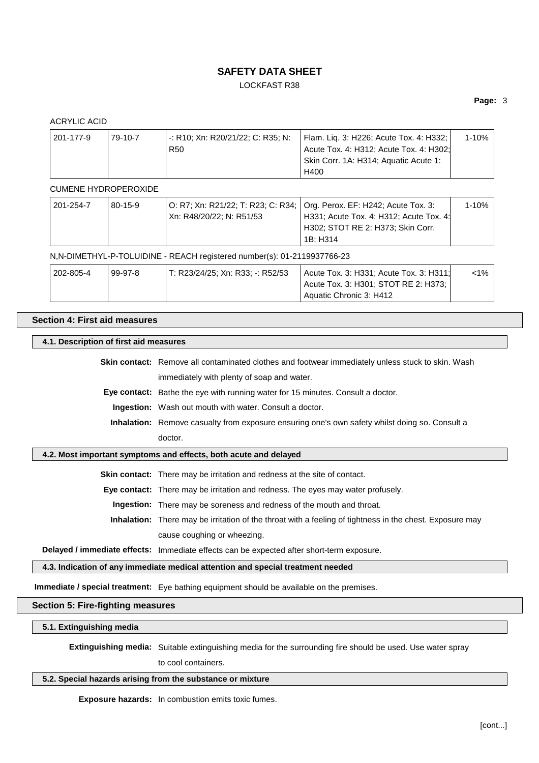ACRYLIC ACID

| 201-177-9 | 79-10-7 | -: R10; Xn: R20/21/22; C: R35; N: R50 | Flam. Liq. 3: H226; Acute Tox. 4: H332; Acute Tox. 4: H312; Acute Tox. 4: H302; Skin Corr. 1A: H314; Aquatic Acute 1: H400 | 1-10% |
|---|---|---|---|---|

CUMENE HYDROPEROXIDE

| 201-254-7 | 80-15-9 | O: R7; Xn: R21/22; T: R23; C: R34; Xn: R48/20/22; N: R51/53 | Org. Perox. EF: H242; Acute Tox. 3: H331; Acute Tox. 4: H312; Acute Tox. 4: H302; STOT RE 2: H373; Skin Corr. 1B: H314 | 1-10% |
|---|---|---|---|---|

N,N-DIMETHYL-P-TOLUIDINE - REACH registered number(s): 01-2119937766-23

| 202-805-4 | 99-97-8 | T: R23/24/25; Xn: R33; -: R52/53 | Acute Tox. 3: H331; Acute Tox. 3: H311; Acute Tox. 3: H301; STOT RE 2: H373; Aquatic Chronic 3: H412 | <1% |
|---|---|---|---|---|

## Section 4: First aid measures

### 4.1. Description of first aid measures

**Skin contact:** Remove all contaminated clothes and footwear immediately unless stuck to skin. Wash immediately with plenty of soap and water.

**Eye contact:** Bathe the eye with running water for 15 minutes. Consult a doctor.

**Ingestion:** Wash out mouth with water. Consult a doctor.

**Inhalation:** Remove casualty from exposure ensuring one's own safety whilst doing so. Consult a doctor.

### 4.2. Most important symptoms and effects, both acute and delayed

**Skin contact:** There may be irritation and redness at the site of contact.

**Eye contact:** There may be irritation and redness. The eyes may water profusely.

**Ingestion:** There may be soreness and redness of the mouth and throat.

**Inhalation:** There may be irritation of the throat with a feeling of tightness in the chest. Exposure may cause coughing or wheezing.

**Delayed / immediate effects:** Immediate effects can be expected after short-term exposure.

### 4.3. Indication of any immediate medical attention and special treatment needed

**Immediate / special treatment:** Eye bathing equipment should be available on the premises.

## Section 5: Fire-fighting measures

### 5.1. Extinguishing media

**Extinguishing media:** Suitable extinguishing media for the surrounding fire should be used. Use water spray to cool containers.

### 5.2. Special hazards arising from the substance or mixture

**Exposure hazards:** In combustion emits toxic fumes.

[cont...]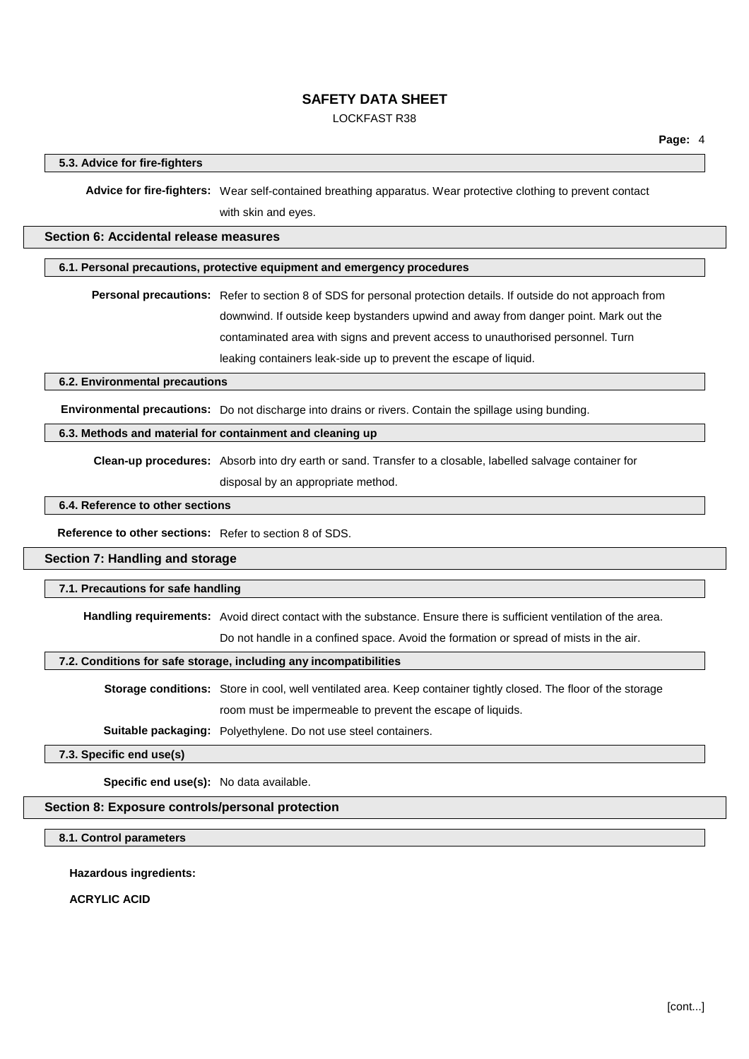### 5.3. Advice for fire-fighters

**Advice for fire-fighters:** Wear self-contained breathing apparatus. Wear protective clothing to prevent contact with skin and eyes.

## Section 6: Accidental release measures

### 6.1. Personal precautions, protective equipment and emergency procedures

**Personal precautions:** Refer to section 8 of SDS for personal protection details. If outside do not approach from downwind. If outside keep bystanders upwind and away from danger point. Mark out the contaminated area with signs and prevent access to unauthorised personnel. Turn leaking containers leak-side up to prevent the escape of liquid.

### 6.2. Environmental precautions

**Environmental precautions:** Do not discharge into drains or rivers. Contain the spillage using bunding.

### 6.3. Methods and material for containment and cleaning up

**Clean-up procedures:** Absorb into dry earth or sand. Transfer to a closable, labelled salvage container for disposal by an appropriate method.

### 6.4. Reference to other sections

**Reference to other sections:** Refer to section 8 of SDS.

## Section 7: Handling and storage

### 7.1. Precautions for safe handling

**Handling requirements:** Avoid direct contact with the substance. Ensure there is sufficient ventilation of the area. Do not handle in a confined space. Avoid the formation or spread of mists in the air.

### 7.2. Conditions for safe storage, including any incompatibilities

**Storage conditions:** Store in cool, well ventilated area. Keep container tightly closed. The floor of the storage room must be impermeable to prevent the escape of liquids.

**Suitable packaging:** Polyethylene. Do not use steel containers.

### 7.3. Specific end use(s)

**Specific end use(s):** No data available.

## Section 8: Exposure controls/personal protection

### 8.1. Control parameters

**Hazardous ingredients:**

**ACRYLIC ACID**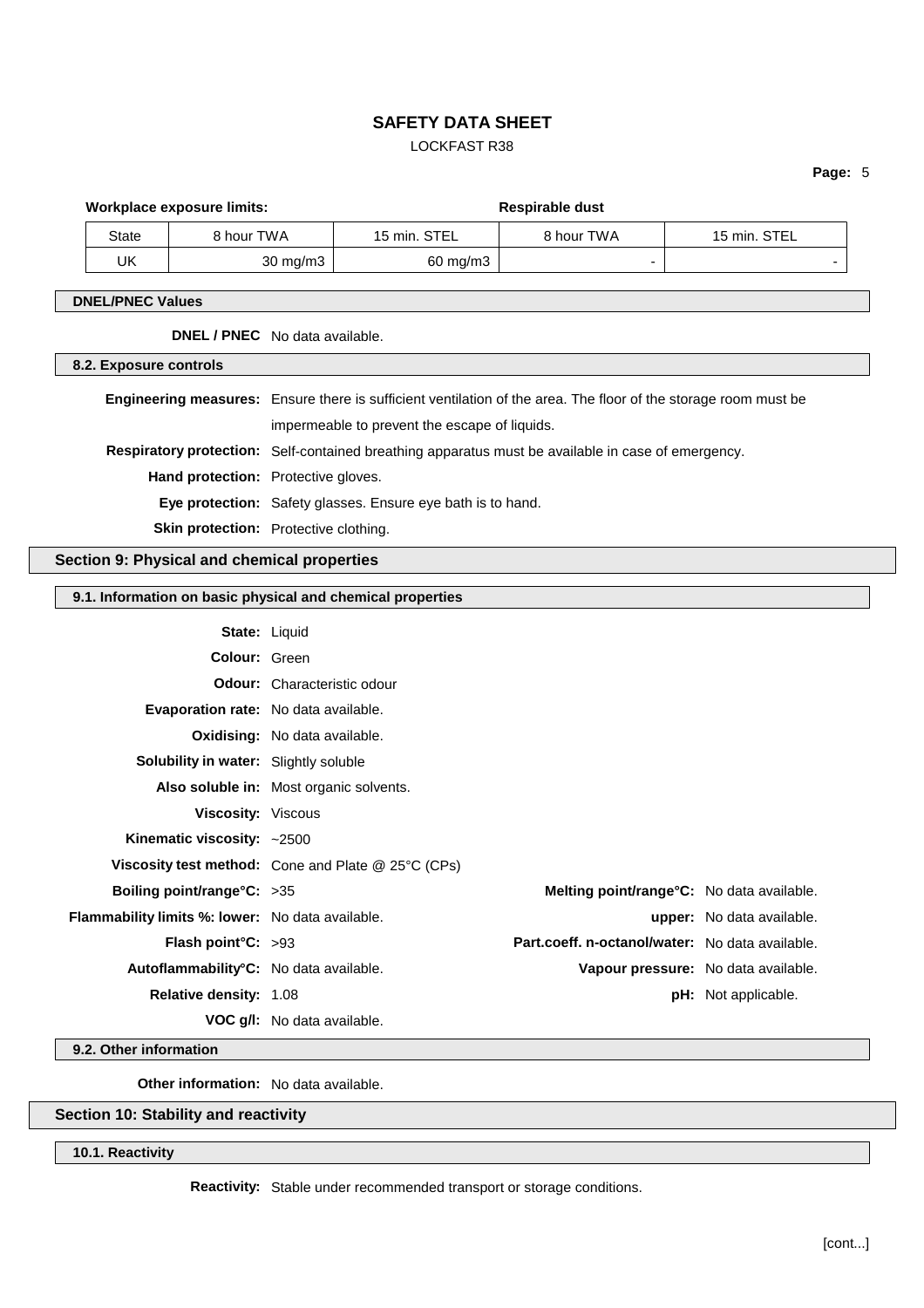**Workplace exposure limits:** **Respirable dust**

| State | 8 hour TWA | 15 min. STEL | 8 hour TWA | 15 min. STEL |
|---|---|---|---|---|
| UK | 30 mg/m3 | 60 mg/m3 | - | - |

### DNEL/PNEC Values

**DNEL / PNEC** No data available.

### 8.2. Exposure controls

**Engineering measures:** Ensure there is sufficient ventilation of the area. The floor of the storage room must be impermeable to prevent the escape of liquids.

**Respiratory protection:** Self-contained breathing apparatus must be available in case of emergency.

**Hand protection:** Protective gloves.

**Eye protection:** Safety glasses. Ensure eye bath is to hand.

**Skin protection:** Protective clothing.

## Section 9: Physical and chemical properties

### 9.1. Information on basic physical and chemical properties

**State:** Liquid

**Colour:** Green

**Odour:** Characteristic odour

**Evaporation rate:** No data available.

**Oxidising:** No data available.

**Solubility in water:** Slightly soluble

**Also soluble in:** Most organic solvents.

**Viscosity:** Viscous

**Kinematic viscosity:** ~2500

**Viscosity test method:** Cone and Plate @ 25°C (CPs)

**Boiling point/range°C:** >35

**Melting point/range°C:** No data available.

**Flammability limits %: lower:** No data available.

**upper:** No data available.

**Flash point°C:** >93

**Part.coeff. n-octanol/water:** No data available.

**Autoflammability°C:** No data available.

**Vapour pressure:** No data available.

**Relative density:** 1.08

**pH:** Not applicable.

**VOC g/l:** No data available.

### 9.2. Other information

**Other information:** No data available.

## Section 10: Stability and reactivity

### 10.1. Reactivity

**Reactivity:** Stable under recommended transport or storage conditions.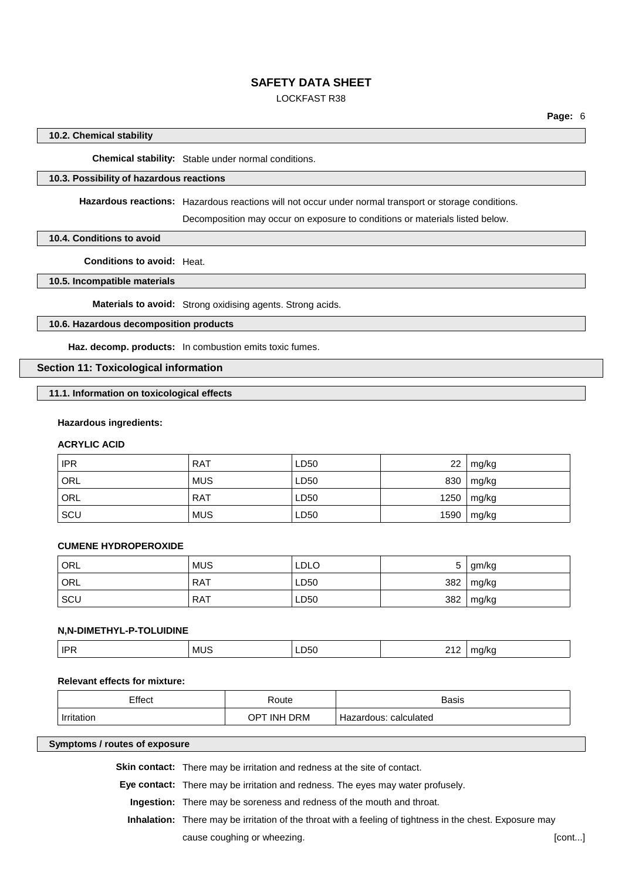#### 10.2. Chemical stability

**Chemical stability:** Stable under normal conditions.

#### 10.3. Possibility of hazardous reactions

**Hazardous reactions:** Hazardous reactions will not occur under normal transport or storage conditions. Decomposition may occur on exposure to conditions or materials listed below.

#### 10.4. Conditions to avoid

**Conditions to avoid:** Heat.

#### 10.5. Incompatible materials

**Materials to avoid:** Strong oxidising agents. Strong acids.

#### 10.6. Hazardous decomposition products

**Haz. decomp. products:** In combustion emits toxic fumes.

## Section 11: Toxicological information

#### 11.1. Information on toxicological effects

**Hazardous ingredients:**

**ACRYLIC ACID**

| | | | | |
|---|---|---|---|---|
| IPR | RAT | LD50 | 22 | mg/kg |
| ORL | MUS | LD50 | 830 | mg/kg |
| ORL | RAT | LD50 | 1250 | mg/kg |
| SCU | MUS | LD50 | 1590 | mg/kg |

**CUMENE HYDROPEROXIDE**

| | | | | |
|---|---|---|---|---|
| ORL | MUS | LDLO | 5 | gm/kg |
| ORL | RAT | LD50 | 382 | mg/kg |
| SCU | RAT | LD50 | 382 | mg/kg |

**N,N-DIMETHYL-P-TOLUIDINE**

| | | | | |
|---|---|---|---|---|
| IPR | MUS | LD50 | 212 | mg/kg |

**Relevant effects for mixture:**

| Effect | Route | Basis |
|---|---|---|
| Irritation | OPT INH DRM | Hazardous: calculated |

#### Symptoms / routes of exposure

**Skin contact:** There may be irritation and redness at the site of contact.

**Eye contact:** There may be irritation and redness. The eyes may water profusely.

**Ingestion:** There may be soreness and redness of the mouth and throat.

**Inhalation:** There may be irritation of the throat with a feeling of tightness in the chest. Exposure may cause coughing or wheezing.

[cont...]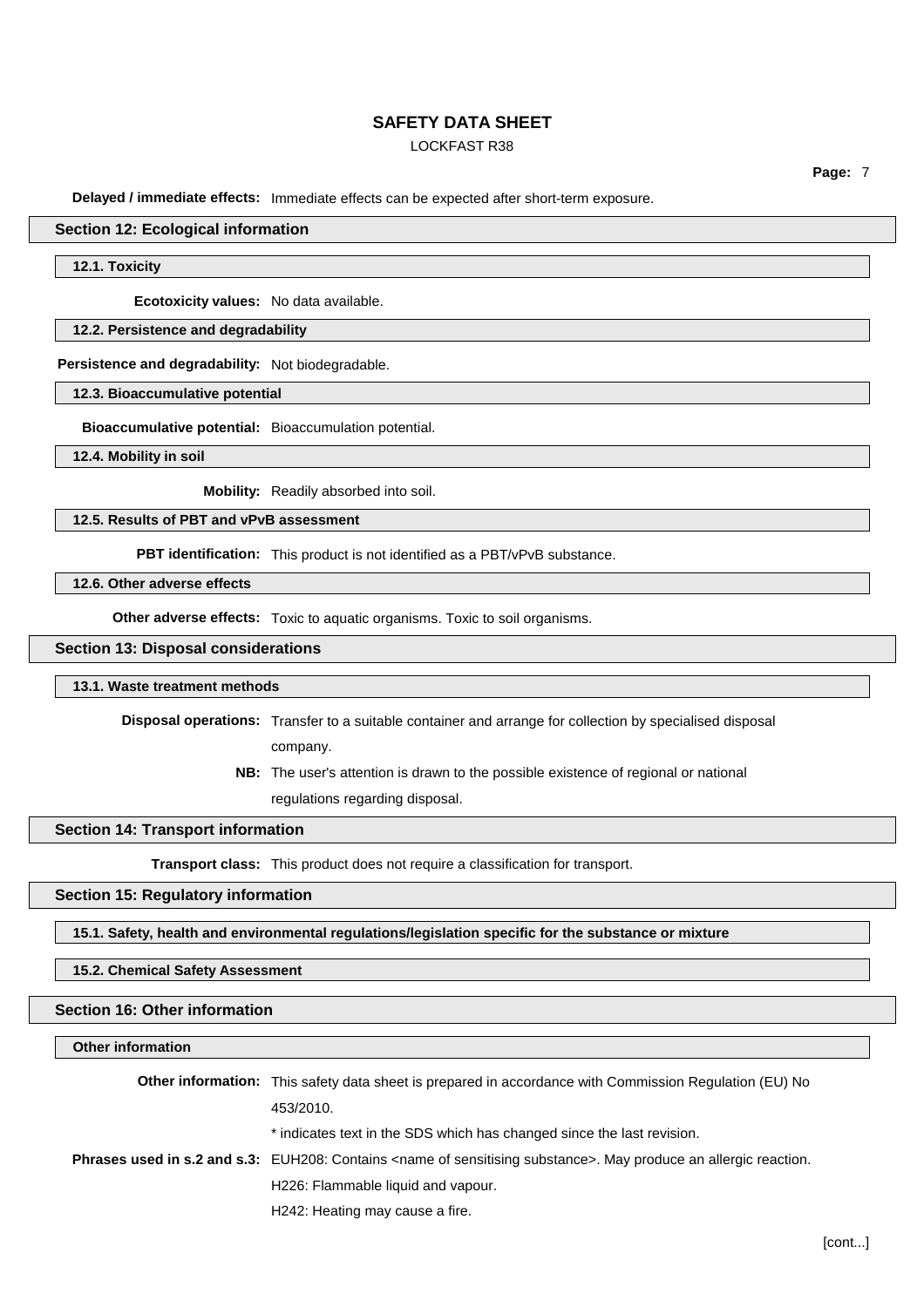**Delayed / immediate effects:** Immediate effects can be expected after short-term exposure.

## Section 12: Ecological information

### 12.1. Toxicity

**Ecotoxicity values:** No data available.

### 12.2. Persistence and degradability

**Persistence and degradability:** Not biodegradable.

### 12.3. Bioaccumulative potential

**Bioaccumulative potential:** Bioaccumulation potential.

### 12.4. Mobility in soil

**Mobility:** Readily absorbed into soil.

### 12.5. Results of PBT and vPvB assessment

**PBT identification:** This product is not identified as a PBT/vPvB substance.

### 12.6. Other adverse effects

**Other adverse effects:** Toxic to aquatic organisms. Toxic to soil organisms.

## Section 13: Disposal considerations

### 13.1. Waste treatment methods

**Disposal operations:** Transfer to a suitable container and arrange for collection by specialised disposal company.

**NB:** The user's attention is drawn to the possible existence of regional or national regulations regarding disposal.

## Section 14: Transport information

**Transport class:** This product does not require a classification for transport.

## Section 15: Regulatory information

### 15.1. Safety, health and environmental regulations/legislation specific for the substance or mixture

### 15.2. Chemical Safety Assessment

## Section 16: Other information

### Other information

**Other information:** This safety data sheet is prepared in accordance with Commission Regulation (EU) No 453/2010.

* indicates text in the SDS which has changed since the last revision.

**Phrases used in s.2 and s.3:** EUH208: Contains <name of sensitising substance>. May produce an allergic reaction.

H226: Flammable liquid and vapour.

H242: Heating may cause a fire.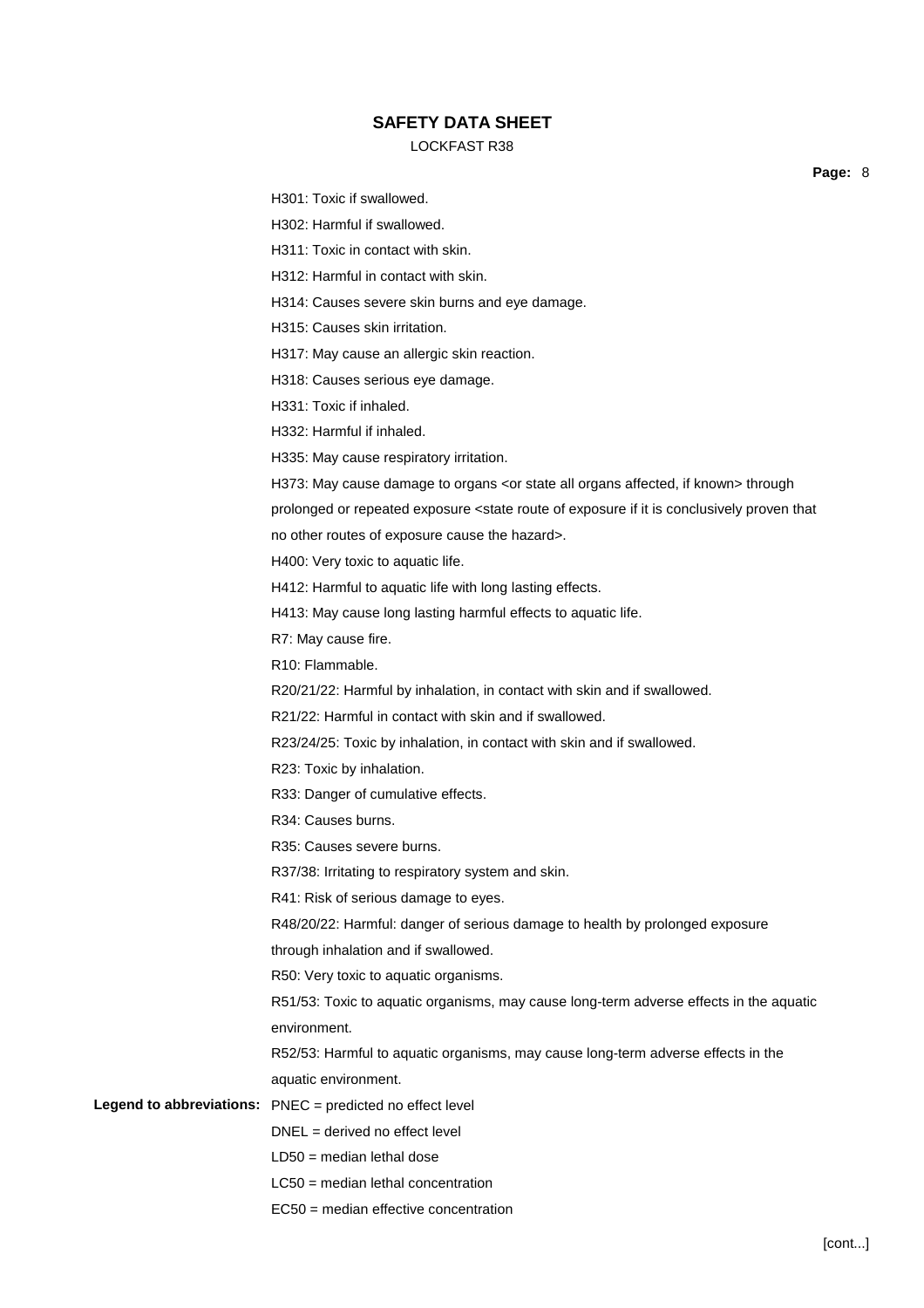H301: Toxic if swallowed.

H302: Harmful if swallowed.

H311: Toxic in contact with skin.

H312: Harmful in contact with skin.

H314: Causes severe skin burns and eye damage.

H315: Causes skin irritation.

H317: May cause an allergic skin reaction.

H318: Causes serious eye damage.

H331: Toxic if inhaled.

H332: Harmful if inhaled.

H335: May cause respiratory irritation.

H373: May cause damage to organs <or state all organs affected, if known> through prolonged or repeated exposure <state route of exposure if it is conclusively proven that no other routes of exposure cause the hazard>.

H400: Very toxic to aquatic life.

H412: Harmful to aquatic life with long lasting effects.

H413: May cause long lasting harmful effects to aquatic life.

R7: May cause fire.

R10: Flammable.

R20/21/22: Harmful by inhalation, in contact with skin and if swallowed.

R21/22: Harmful in contact with skin and if swallowed.

R23/24/25: Toxic by inhalation, in contact with skin and if swallowed.

R23: Toxic by inhalation.

R33: Danger of cumulative effects.

R34: Causes burns.

R35: Causes severe burns.

R37/38: Irritating to respiratory system and skin.

R41: Risk of serious damage to eyes.

R48/20/22: Harmful: danger of serious damage to health by prolonged exposure through inhalation and if swallowed.

R50: Very toxic to aquatic organisms.

R51/53: Toxic to aquatic organisms, may cause long-term adverse effects in the aquatic environment.

R52/53: Harmful to aquatic organisms, may cause long-term adverse effects in the aquatic environment.

**Legend to abbreviations:** PNEC = predicted no effect level

DNEL = derived no effect level

LD50 = median lethal dose

LC50 = median lethal concentration

EC50 = median effective concentration

[cont...]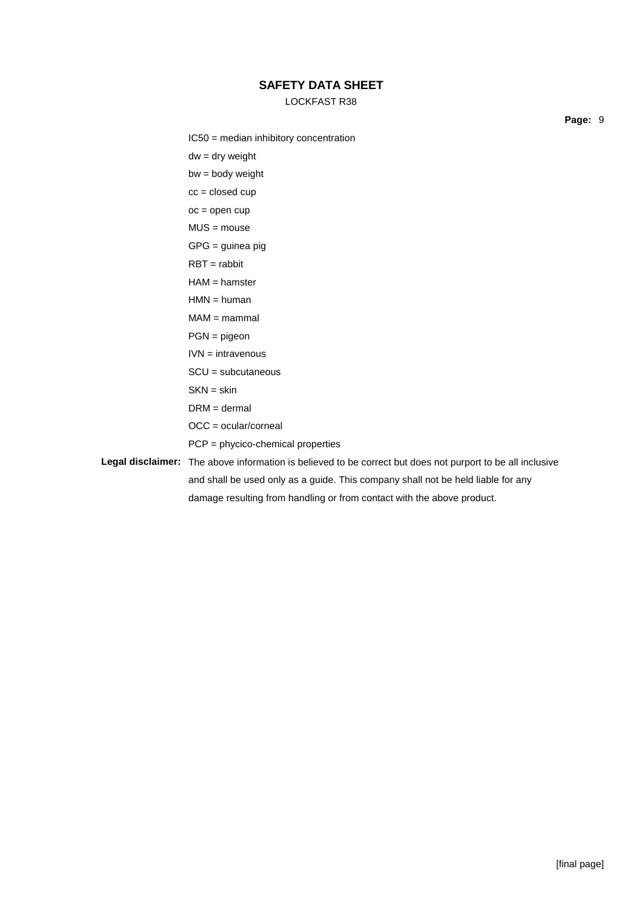IC50 = median inhibitory concentration

dw = dry weight

bw = body weight

cc = closed cup

oc = open cup

MUS = mouse

GPG = guinea pig

RBT = rabbit

HAM = hamster

HMN = human

MAM = mammal

PGN = pigeon

IVN = intravenous

SCU = subcutaneous

SKN = skin

DRM = dermal

OCC = ocular/corneal

PCP = phycico-chemical properties

**Legal disclaimer:** The above information is believed to be correct but does not purport to be all inclusive and shall be used only as a guide. This company shall not be held liable for any damage resulting from handling or from contact with the above product.